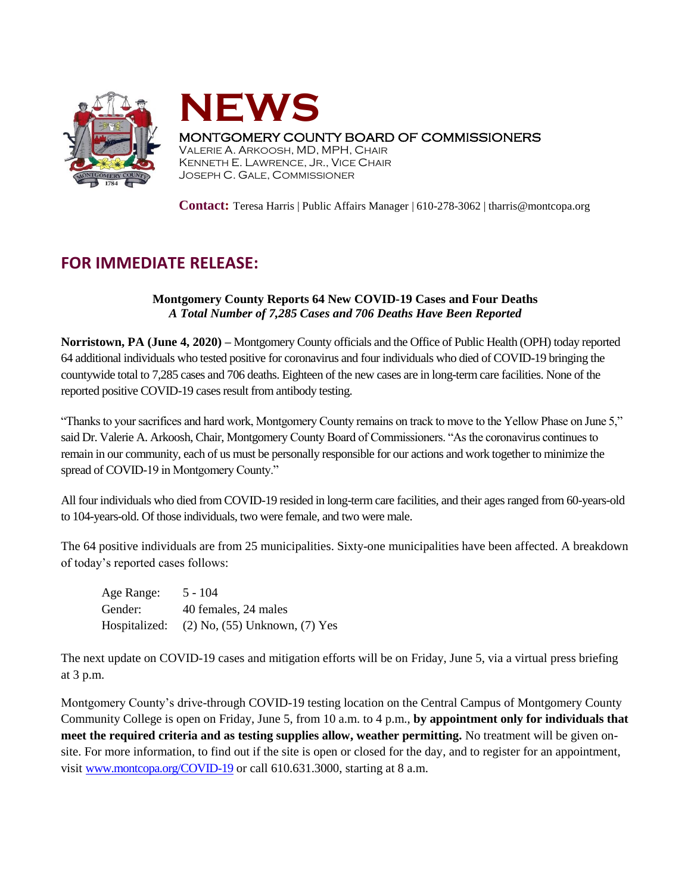# NEWS

MONTGOMERY COUNTY BOARD OF COMMISSIONERS
VALERIE A. ARKOOSH, MD, MPH, CHAIR
KENNETH E. LAWRENCE, JR., VICE CHAIR
JOSEPH C. GALE, COMMISSIONER

**Contact:** Teresa Harris | Public Affairs Manager | 610-278-3062 | tharris@montcopa.org

## FOR IMMEDIATE RELEASE:

**Montgomery County Reports 64 New COVID-19 Cases and Four Deaths**
***A Total Number of 7,285 Cases and 706 Deaths Have Been Reported***

**Norristown, PA (June 4, 2020) –** Montgomery County officials and the Office of Public Health (OPH) today reported 64 additional individuals who tested positive for coronavirus and four individuals who died of COVID-19 bringing the countywide total to 7,285 cases and 706 deaths. Eighteen of the new cases are in long-term care facilities. None of the reported positive COVID-19 cases result from antibody testing.

"Thanks to your sacrifices and hard work, Montgomery County remains on track to move to the Yellow Phase on June 5," said Dr. Valerie A. Arkoosh, Chair, Montgomery County Board of Commissioners. "As the coronavirus continues to remain in our community, each of us must be personally responsible for our actions and work together to minimize the spread of COVID-19 in Montgomery County."

All four individuals who died from COVID-19 resided in long-term care facilities, and their ages ranged from 60-years-old to 104-years-old. Of those individuals, two were female, and two were male.

The 64 positive individuals are from 25 municipalities. Sixty-one municipalities have been affected. A breakdown of today's reported cases follows:

Age Range: 5 - 104
Gender: 40 females, 24 males
Hospitalized: (2) No, (55) Unknown, (7) Yes

The next update on COVID-19 cases and mitigation efforts will be on Friday, June 5, via a virtual press briefing at 3 p.m.

Montgomery County's drive-through COVID-19 testing location on the Central Campus of Montgomery County Community College is open on Friday, June 5, from 10 a.m. to 4 p.m., **by appointment only for individuals that meet the required criteria and as testing supplies allow, weather permitting.** No treatment will be given on-site. For more information, to find out if the site is open or closed for the day, and to register for an appointment, visit www.montcopa.org/COVID-19 or call 610.631.3000, starting at 8 a.m.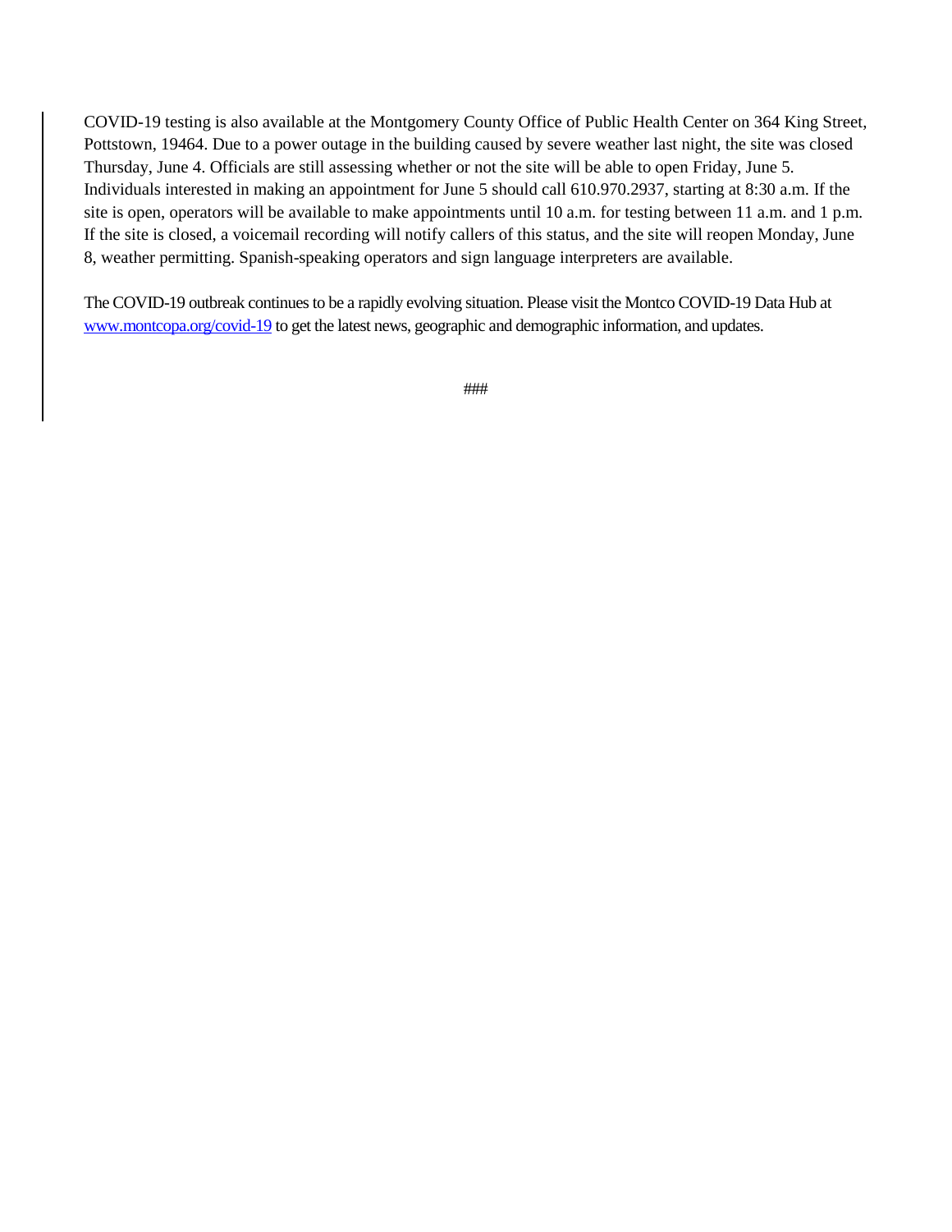COVID-19 testing is also available at the Montgomery County Office of Public Health Center on 364 King Street, Pottstown, 19464. Due to a power outage in the building caused by severe weather last night, the site was closed Thursday, June 4. Officials are still assessing whether or not the site will be able to open Friday, June 5. Individuals interested in making an appointment for June 5 should call 610.970.2937, starting at 8:30 a.m. If the site is open, operators will be available to make appointments until 10 a.m. for testing between 11 a.m. and 1 p.m. If the site is closed, a voicemail recording will notify callers of this status, and the site will reopen Monday, June 8, weather permitting. Spanish-speaking operators and sign language interpreters are available.

The COVID-19 outbreak continues to be a rapidly evolving situation. Please visit the Montco COVID-19 Data Hub at [www.montcopa.org/covid-19](www.montcopa.org/covid-19) to get the latest news, geographic and demographic information, and updates.

###